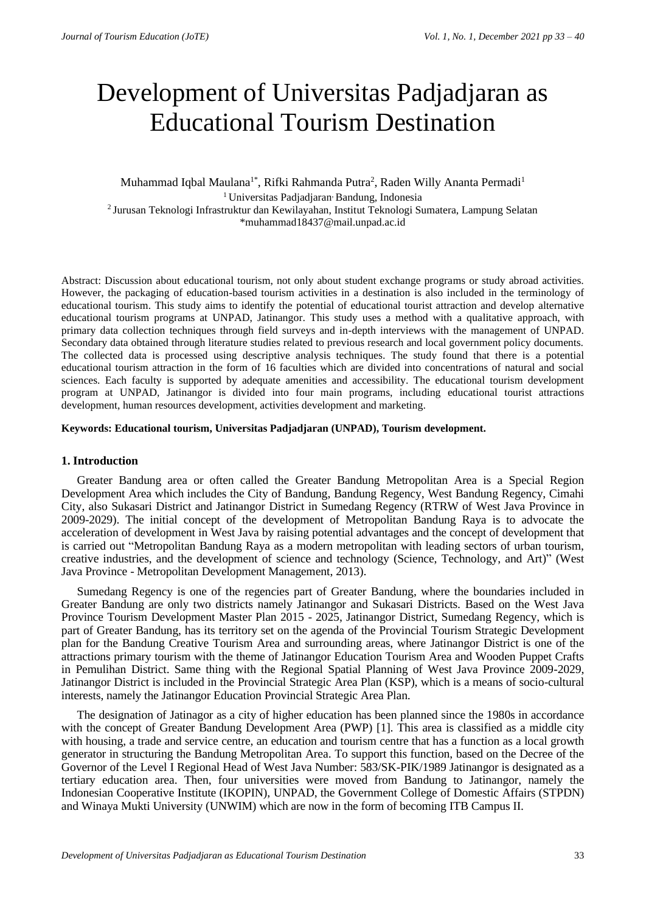# Development of Universitas Padjadjaran as Educational Tourism Destination

Muhammad Iqbal Maulana[1*], Rifki Rahmanda Putra[2], Raden Willy Ananta Permadi[1]

[1] Universitas Padjadjaran, Bandung, Indonesia

[2] Jurusan Teknologi Infrastruktur dan Kewilayahan, Institut Teknologi Sumatera, Lampung Selatan

*muhammad18437@mail.unpad.ac.id

Abstract: Discussion about educational tourism, not only about student exchange programs or study abroad activities. However, the packaging of education-based tourism activities in a destination is also included in the terminology of educational tourism. This study aims to identify the potential of educational tourist attraction and develop alternative educational tourism programs at UNPAD, Jatinangor. This study uses a method with a qualitative approach, with primary data collection techniques through field surveys and in-depth interviews with the management of UNPAD. Secondary data obtained through literature studies related to previous research and local government policy documents. The collected data is processed using descriptive analysis techniques. The study found that there is a potential educational tourism attraction in the form of 16 faculties which are divided into concentrations of natural and social sciences. Each faculty is supported by adequate amenities and accessibility. The educational tourism development program at UNPAD, Jatinangor is divided into four main programs, including educational tourist attractions development, human resources development, activities development and marketing.

**Keywords: Educational tourism, Universitas Padjadjaran (UNPAD), Tourism development.**

## 1. Introduction

Greater Bandung area or often called the Greater Bandung Metropolitan Area is a Special Region Development Area which includes the City of Bandung, Bandung Regency, West Bandung Regency, Cimahi City, also Sukasari District and Jatinangor District in Sumedang Regency (RTRW of West Java Province in 2009-2029). The initial concept of the development of Metropolitan Bandung Raya is to advocate the acceleration of development in West Java by raising potential advantages and the concept of development that is carried out "Metropolitan Bandung Raya as a modern metropolitan with leading sectors of urban tourism, creative industries, and the development of science and technology (Science, Technology, and Art)" (West Java Province - Metropolitan Development Management, 2013).

Sumedang Regency is one of the regencies part of Greater Bandung, where the boundaries included in Greater Bandung are only two districts namely Jatinangor and Sukasari Districts. Based on the West Java Province Tourism Development Master Plan 2015 - 2025, Jatinangor District, Sumedang Regency, which is part of Greater Bandung, has its territory set on the agenda of the Provincial Tourism Strategic Development plan for the Bandung Creative Tourism Area and surrounding areas, where Jatinangor District is one of the attractions primary tourism with the theme of Jatinangor Education Tourism Area and Wooden Puppet Crafts in Pemulihan District. Same thing with the Regional Spatial Planning of West Java Province 2009-2029, Jatinangor District is included in the Provincial Strategic Area Plan (KSP), which is a means of socio-cultural interests, namely the Jatinangor Education Provincial Strategic Area Plan.

The designation of Jatinagor as a city of higher education has been planned since the 1980s in accordance with the concept of Greater Bandung Development Area (PWP) [1]. This area is classified as a middle city with housing, a trade and service centre, an education and tourism centre that has a function as a local growth generator in structuring the Bandung Metropolitan Area. To support this function, based on the Decree of the Governor of the Level I Regional Head of West Java Number: 583/SK-PIK/1989 Jatinangor is designated as a tertiary education area. Then, four universities were moved from Bandung to Jatinangor, namely the Indonesian Cooperative Institute (IKOPIN), UNPAD, the Government College of Domestic Affairs (STPDN) and Winaya Mukti University (UNWIM) which are now in the form of becoming ITB Campus II.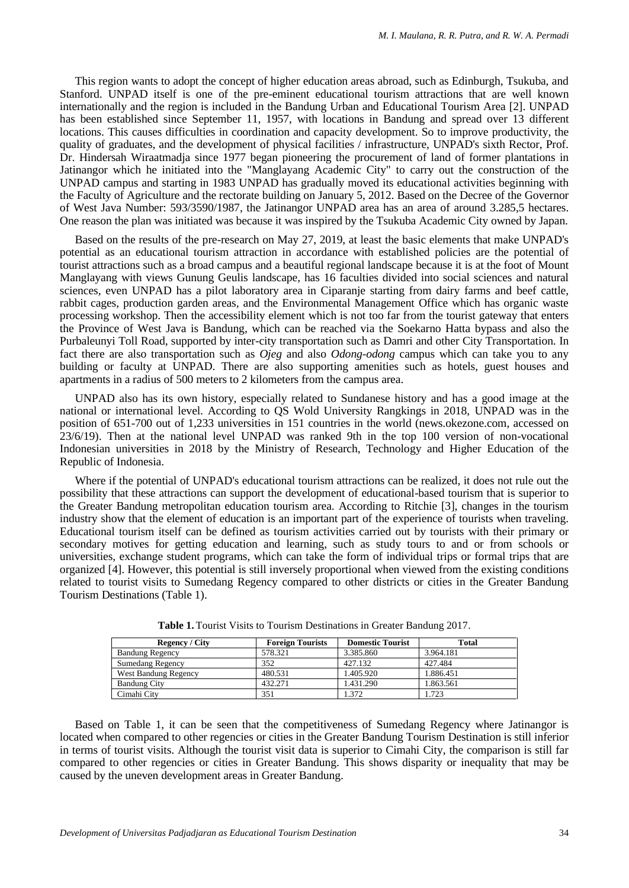This region wants to adopt the concept of higher education areas abroad, such as Edinburgh, Tsukuba, and Stanford. UNPAD itself is one of the pre-eminent educational tourism attractions that are well known internationally and the region is included in the Bandung Urban and Educational Tourism Area [2]. UNPAD has been established since September 11, 1957, with locations in Bandung and spread over 13 different locations. This causes difficulties in coordination and capacity development. So to improve productivity, the quality of graduates, and the development of physical facilities / infrastructure, UNPAD's sixth Rector, Prof. Dr. Hindersah Wiraatmadja since 1977 began pioneering the procurement of land of former plantations in Jatinangor which he initiated into the "Manglayang Academic City" to carry out the construction of the UNPAD campus and starting in 1983 UNPAD has gradually moved its educational activities beginning with the Faculty of Agriculture and the rectorate building on January 5, 2012. Based on the Decree of the Governor of West Java Number: 593/3590/1987, the Jatinangor UNPAD area has an area of around 3.285,5 hectares. One reason the plan was initiated was because it was inspired by the Tsukuba Academic City owned by Japan.

Based on the results of the pre-research on May 27, 2019, at least the basic elements that make UNPAD's potential as an educational tourism attraction in accordance with established policies are the potential of tourist attractions such as a broad campus and a beautiful regional landscape because it is at the foot of Mount Manglayang with views Gunung Geulis landscape, has 16 faculties divided into social sciences and natural sciences, even UNPAD has a pilot laboratory area in Ciparanje starting from dairy farms and beef cattle, rabbit cages, production garden areas, and the Environmental Management Office which has organic waste processing workshop. Then the accessibility element which is not too far from the tourist gateway that enters the Province of West Java is Bandung, which can be reached via the Soekarno Hatta bypass and also the Purbaleunyi Toll Road, supported by inter-city transportation such as Damri and other City Transportation. In fact there are also transportation such as *Ojeg* and also *Odong-odong* campus which can take you to any building or faculty at UNPAD. There are also supporting amenities such as hotels, guest houses and apartments in a radius of 500 meters to 2 kilometers from the campus area.

UNPAD also has its own history, especially related to Sundanese history and has a good image at the national or international level. According to QS Wold University Rangkings in 2018, UNPAD was in the position of 651-700 out of 1,233 universities in 151 countries in the world (news.okezone.com, accessed on 23/6/19). Then at the national level UNPAD was ranked 9th in the top 100 version of non-vocational Indonesian universities in 2018 by the Ministry of Research, Technology and Higher Education of the Republic of Indonesia.

Where if the potential of UNPAD's educational tourism attractions can be realized, it does not rule out the possibility that these attractions can support the development of educational-based tourism that is superior to the Greater Bandung metropolitan education tourism area. According to Ritchie [3], changes in the tourism industry show that the element of education is an important part of the experience of tourists when traveling. Educational tourism itself can be defined as tourism activities carried out by tourists with their primary or secondary motives for getting education and learning, such as study tours to and or from schools or universities, exchange student programs, which can take the form of individual trips or formal trips that are organized [4]. However, this potential is still inversely proportional when viewed from the existing conditions related to tourist visits to Sumedang Regency compared to other districts or cities in the Greater Bandung Tourism Destinations (Table 1).

**Table 1.** Tourist Visits to Tourism Destinations in Greater Bandung 2017.

| Regency / City | Foreign Tourists | Domestic Tourist | Total |
|---|---|---|---|
| Bandung Regency | 578.321 | 3.385.860 | 3.964.181 |
| Sumedang Regency | 352 | 427.132 | 427.484 |
| West Bandung Regency | 480.531 | 1.405.920 | 1.886.451 |
| Bandung City | 432.271 | 1.431.290 | 1.863.561 |
| Cimahi City | 351 | 1.372 | 1.723 |

Based on Table 1, it can be seen that the competitiveness of Sumedang Regency where Jatinangor is located when compared to other regencies or cities in the Greater Bandung Tourism Destination is still inferior in terms of tourist visits. Although the tourist visit data is superior to Cimahi City, the comparison is still far compared to other regencies or cities in Greater Bandung. This shows disparity or inequality that may be caused by the uneven development areas in Greater Bandung.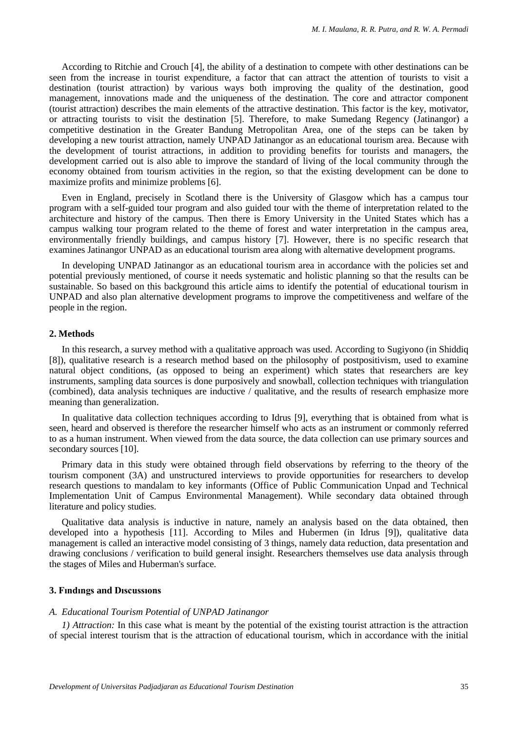According to Ritchie and Crouch [4], the ability of a destination to compete with other destinations can be seen from the increase in tourist expenditure, a factor that can attract the attention of tourists to visit a destination (tourist attraction) by various ways both improving the quality of the destination, good management, innovations made and the uniqueness of the destination. The core and attractor component (tourist attraction) describes the main elements of the attractive destination. This factor is the key, motivator, or attracting tourists to visit the destination [5]. Therefore, to make Sumedang Regency (Jatinangor) a competitive destination in the Greater Bandung Metropolitan Area, one of the steps can be taken by developing a new tourist attraction, namely UNPAD Jatinangor as an educational tourism area. Because with the development of tourist attractions, in addition to providing benefits for tourists and managers, the development carried out is also able to improve the standard of living of the local community through the economy obtained from tourism activities in the region, so that the existing development can be done to maximize profits and minimize problems [6].

Even in England, precisely in Scotland there is the University of Glasgow which has a campus tour program with a self-guided tour program and also guided tour with the theme of interpretation related to the architecture and history of the campus. Then there is Emory University in the United States which has a campus walking tour program related to the theme of forest and water interpretation in the campus area, environmentally friendly buildings, and campus history [7]. However, there is no specific research that examines Jatinangor UNPAD as an educational tourism area along with alternative development programs.

In developing UNPAD Jatinangor as an educational tourism area in accordance with the policies set and potential previously mentioned, of course it needs systematic and holistic planning so that the results can be sustainable. So based on this background this article aims to identify the potential of educational tourism in UNPAD and also plan alternative development programs to improve the competitiveness and welfare of the people in the region.

## 2. Methods

In this research, a survey method with a qualitative approach was used. According to Sugiyono (in Shiddiq [8]), qualitative research is a research method based on the philosophy of postpositivism, used to examine natural object conditions, (as opposed to being an experiment) which states that researchers are key instruments, sampling data sources is done purposively and snowball, collection techniques with triangulation (combined), data analysis techniques are inductive / qualitative, and the results of research emphasize more meaning than generalization.

In qualitative data collection techniques according to Idrus [9], everything that is obtained from what is seen, heard and observed is therefore the researcher himself who acts as an instrument or commonly referred to as a human instrument. When viewed from the data source, the data collection can use primary sources and secondary sources [10].

Primary data in this study were obtained through field observations by referring to the theory of the tourism component (3A) and unstructured interviews to provide opportunities for researchers to develop research questions to mandalam to key informants (Office of Public Communication Unpad and Technical Implementation Unit of Campus Environmental Management). While secondary data obtained through literature and policy studies.

Qualitative data analysis is inductive in nature, namely an analysis based on the data obtained, then developed into a hypothesis [11]. According to Miles and Hubermen (in Idrus [9]), qualitative data management is called an interactive model consisting of 3 things, namely data reduction, data presentation and drawing conclusions / verification to build general insight. Researchers themselves use data analysis through the stages of Miles and Huberman's surface.

## 3. Fındıngs and Dıscussıons

### *A. Educational Tourism Potential of UNPAD Jatinangor*

*1) Attraction:* In this case what is meant by the potential of the existing tourist attraction is the attraction of special interest tourism that is the attraction of educational tourism, which in accordance with the initial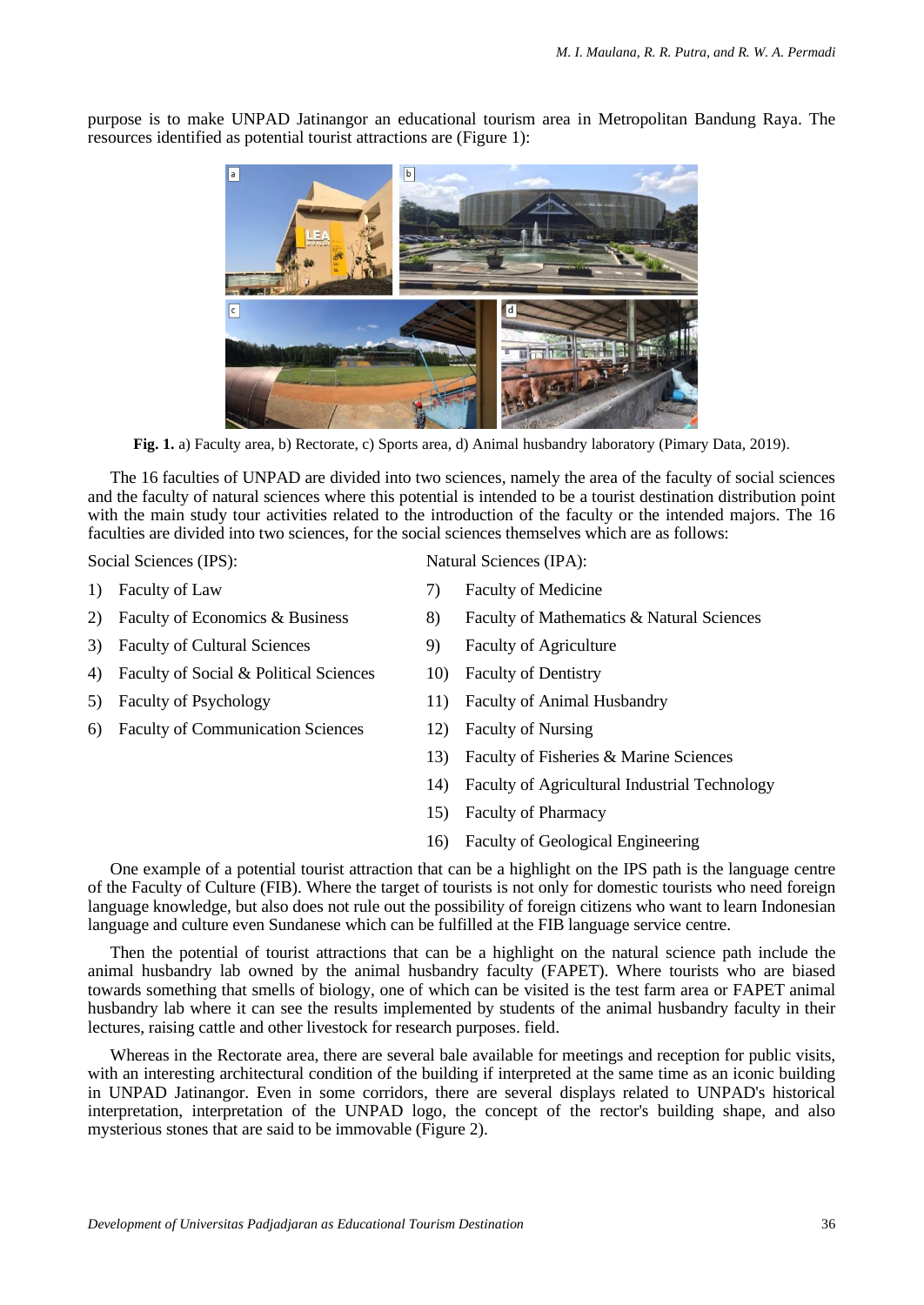purpose is to make UNPAD Jatinangor an educational tourism area in Metropolitan Bandung Raya. The resources identified as potential tourist attractions are (Figure 1):

**Fig. 1.** a) Faculty area, b) Rectorate, c) Sports area, d) Animal husbandry laboratory (Pimary Data, 2019).

The 16 faculties of UNPAD are divided into two sciences, namely the area of the faculty of social sciences and the faculty of natural sciences where this potential is intended to be a tourist destination distribution point with the main study tour activities related to the introduction of the faculty or the intended majors. The 16 faculties are divided into two sciences, for the social sciences themselves which are as follows:

Social Sciences (IPS):

1) Faculty of Law
2) Faculty of Economics & Business
3) Faculty of Cultural Sciences
4) Faculty of Social & Political Sciences
5) Faculty of Psychology
6) Faculty of Communication Sciences

Natural Sciences (IPA):

7) Faculty of Medicine
8) Faculty of Mathematics & Natural Sciences
9) Faculty of Agriculture
10) Faculty of Dentistry
11) Faculty of Animal Husbandry
12) Faculty of Nursing
13) Faculty of Fisheries & Marine Sciences
14) Faculty of Agricultural Industrial Technology
15) Faculty of Pharmacy
16) Faculty of Geological Engineering

One example of a potential tourist attraction that can be a highlight on the IPS path is the language centre of the Faculty of Culture (FIB). Where the target of tourists is not only for domestic tourists who need foreign language knowledge, but also does not rule out the possibility of foreign citizens who want to learn Indonesian language and culture even Sundanese which can be fulfilled at the FIB language service centre.

Then the potential of tourist attractions that can be a highlight on the natural science path include the animal husbandry lab owned by the animal husbandry faculty (FAPET). Where tourists who are biased towards something that smells of biology, one of which can be visited is the test farm area or FAPET animal husbandry lab where it can see the results implemented by students of the animal husbandry faculty in their lectures, raising cattle and other livestock for research purposes. field.

Whereas in the Rectorate area, there are several bale available for meetings and reception for public visits, with an interesting architectural condition of the building if interpreted at the same time as an iconic building in UNPAD Jatinangor. Even in some corridors, there are several displays related to UNPAD's historical interpretation, interpretation of the UNPAD logo, the concept of the rector's building shape, and also mysterious stones that are said to be immovable (Figure 2).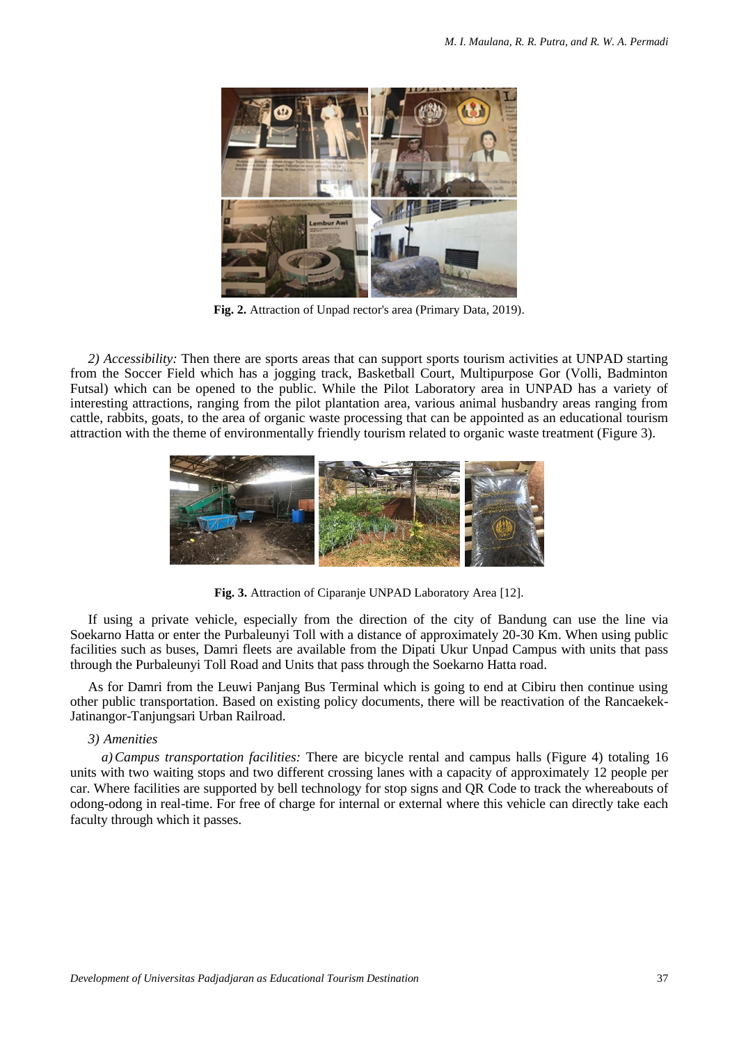Fig. 2. Attraction of Unpad rector's area (Primary Data, 2019).

*2) Accessibility:* Then there are sports areas that can support sports tourism activities at UNPAD starting from the Soccer Field which has a jogging track, Basketball Court, Multipurpose Gor (Volli, Badminton Futsal) which can be opened to the public. While the Pilot Laboratory area in UNPAD has a variety of interesting attractions, ranging from the pilot plantation area, various animal husbandry areas ranging from cattle, rabbits, goats, to the area of organic waste processing that can be appointed as an educational tourism attraction with the theme of environmentally friendly tourism related to organic waste treatment (Figure 3).

**Fig. 3.** Attraction of Ciparanje UNPAD Laboratory Area [12].

If using a private vehicle, especially from the direction of the city of Bandung can use the line via Soekarno Hatta or enter the Purbaleunyi Toll with a distance of approximately 20-30 Km. When using public facilities such as buses, Damri fleets are available from the Dipati Ukur Unpad Campus with units that pass through the Purbaleunyi Toll Road and Units that pass through the Soekarno Hatta road.

As for Damri from the Leuwi Panjang Bus Terminal which is going to end at Cibiru then continue using other public transportation. Based on existing policy documents, there will be reactivation of the Rancaekek-Jatinangor-Tanjungsari Urban Railroad.

*3) Amenities*

*a) Campus transportation facilities:* There are bicycle rental and campus halls (Figure 4) totaling 16 units with two waiting stops and two different crossing lanes with a capacity of approximately 12 people per car. Where facilities are supported by bell technology for stop signs and QR Code to track the whereabouts of odong-odong in real-time. For free of charge for internal or external where this vehicle can directly take each faculty through which it passes.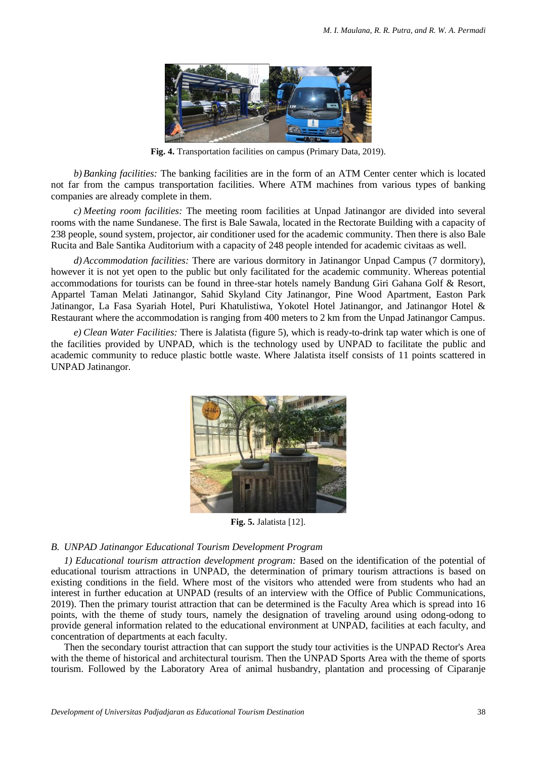**Fig. 4.** Transportation facilities on campus (Primary Data, 2019).

*b) Banking facilities:* The banking facilities are in the form of an ATM Center center which is located not far from the campus transportation facilities. Where ATM machines from various types of banking companies are already complete in them.

*c) Meeting room facilities:* The meeting room facilities at Unpad Jatinangor are divided into several rooms with the name Sundanese. The first is Bale Sawala, located in the Rectorate Building with a capacity of 238 people, sound system, projector, air conditioner used for the academic community. Then there is also Bale Rucita and Bale Santika Auditorium with a capacity of 248 people intended for academic civitaas as well.

*d) Accommodation facilities:* There are various dormitory in Jatinangor Unpad Campus (7 dormitory), however it is not yet open to the public but only facilitated for the academic community. Whereas potential accommodations for tourists can be found in three-star hotels namely Bandung Giri Gahana Golf & Resort, Appartel Taman Melati Jatinangor, Sahid Skyland City Jatinangor, Pine Wood Apartment, Easton Park Jatinangor, La Fasa Syariah Hotel, Puri Khatulistiwa, Yokotel Hotel Jatinangor, and Jatinangor Hotel & Restaurant where the accommodation is ranging from 400 meters to 2 km from the Unpad Jatinangor Campus.

*e) Clean Water Facilities:* There is Jalatista (figure 5), which is ready-to-drink tap water which is one of the facilities provided by UNPAD, which is the technology used by UNPAD to facilitate the public and academic community to reduce plastic bottle waste. Where Jalatista itself consists of 11 points scattered in UNPAD Jatinangor.

**Fig. 5.** Jalatista [12].

### *B. UNPAD Jatinangor Educational Tourism Development Program*

*1) Educational tourism attraction development program:* Based on the identification of the potential of educational tourism attractions in UNPAD, the determination of primary tourism attractions is based on existing conditions in the field. Where most of the visitors who attended were from students who had an interest in further education at UNPAD (results of an interview with the Office of Public Communications, 2019). Then the primary tourist attraction that can be determined is the Faculty Area which is spread into 16 points, with the theme of study tours, namely the designation of traveling around using odong-odong to provide general information related to the educational environment at UNPAD, facilities at each faculty, and concentration of departments at each faculty.

Then the secondary tourist attraction that can support the study tour activities is the UNPAD Rector's Area with the theme of historical and architectural tourism. Then the UNPAD Sports Area with the theme of sports tourism. Followed by the Laboratory Area of animal husbandry, plantation and processing of Ciparanje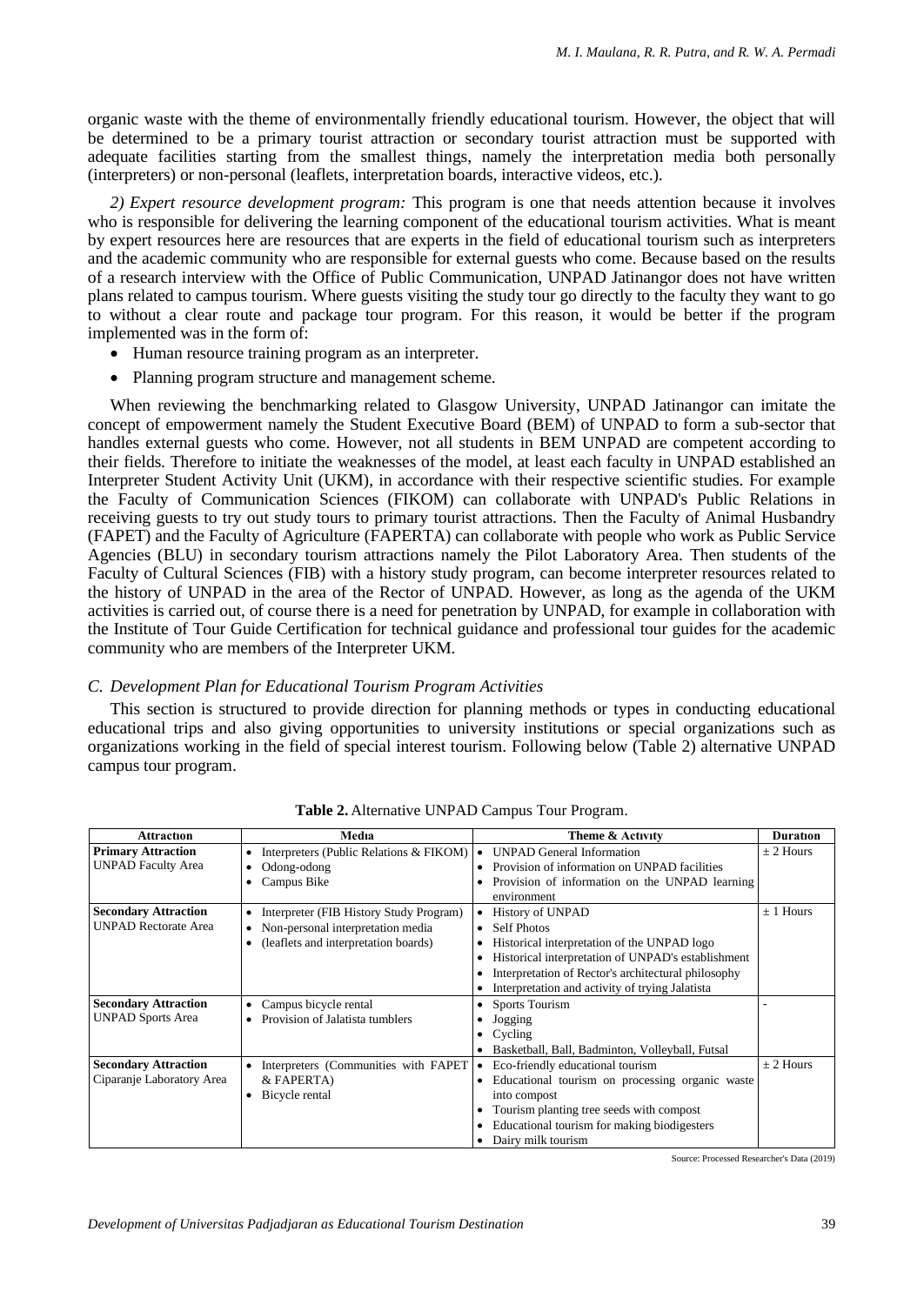organic waste with the theme of environmentally friendly educational tourism. However, the object that will be determined to be a primary tourist attraction or secondary tourist attraction must be supported with adequate facilities starting from the smallest things, namely the interpretation media both personally (interpreters) or non-personal (leaflets, interpretation boards, interactive videos, etc.).

*2) Expert resource development program:* This program is one that needs attention because it involves who is responsible for delivering the learning component of the educational tourism activities. What is meant by expert resources here are resources that are experts in the field of educational tourism such as interpreters and the academic community who are responsible for external guests who come. Because based on the results of a research interview with the Office of Public Communication, UNPAD Jatinangor does not have written plans related to campus tourism. Where guests visiting the study tour go directly to the faculty they want to go to without a clear route and package tour program. For this reason, it would be better if the program implemented was in the form of:

- Human resource training program as an interpreter.
- Planning program structure and management scheme.

When reviewing the benchmarking related to Glasgow University, UNPAD Jatinangor can imitate the concept of empowerment namely the Student Executive Board (BEM) of UNPAD to form a sub-sector that handles external guests who come. However, not all students in BEM UNPAD are competent according to their fields. Therefore to initiate the weaknesses of the model, at least each faculty in UNPAD established an Interpreter Student Activity Unit (UKM), in accordance with their respective scientific studies. For example the Faculty of Communication Sciences (FIKOM) can collaborate with UNPAD's Public Relations in receiving guests to try out study tours to primary tourist attractions. Then the Faculty of Animal Husbandry (FAPET) and the Faculty of Agriculture (FAPERTA) can collaborate with people who work as Public Service Agencies (BLU) in secondary tourism attractions namely the Pilot Laboratory Area. Then students of the Faculty of Cultural Sciences (FIB) with a history study program, can become interpreter resources related to the history of UNPAD in the area of the Rector of UNPAD. However, as long as the agenda of the UKM activities is carried out, of course there is a need for penetration by UNPAD, for example in collaboration with the Institute of Tour Guide Certification for technical guidance and professional tour guides for the academic community who are members of the Interpreter UKM.

### *C. Development Plan for Educational Tourism Program Activities*

This section is structured to provide direction for planning methods or types in conducting educational educational trips and also giving opportunities to university institutions or special organizations such as organizations working in the field of special interest tourism. Following below (Table 2) alternative UNPAD campus tour program.

**Table 2.** Alternative UNPAD Campus Tour Program.

| Attraction | Media | Theme & Activity | Duration |
|---|---|---|---|
| **Primary Attraction**<br>UNPAD Faculty Area | • Interpreters (Public Relations & FIKOM)<br>• Odong-odong<br>• Campus Bike | • UNPAD General Information<br>• Provision of information on UNPAD facilities<br>• Provision of information on the UNPAD learning environment | ± 2 Hours |
| **Secondary Attraction**<br>UNPAD Rectorate Area | • Interpreter (FIB History Study Program)<br>• Non-personal interpretation media<br>• (leaflets and interpretation boards) | • History of UNPAD<br>• Self Photos<br>• Historical interpretation of the UNPAD logo<br>• Historical interpretation of UNPAD's establishment<br>• Interpretation of Rector's architectural philosophy<br>• Interpretation and activity of trying Jalatista | ± 1 Hours |
| **Secondary Attraction**<br>UNPAD Sports Area | • Campus bicycle rental<br>• Provision of Jalatista tumblers | • Sports Tourism<br>• Jogging<br>• Cycling<br>• Basketball, Ball, Badminton, Volleyball, Futsal | - |
| **Secondary Attraction**<br>Ciparanje Laboratory Area | • Interpreters (Communities with FAPET & FAPERTA)<br>• Bicycle rental | • Eco-friendly educational tourism<br>• Educational tourism on processing organic waste into compost<br>• Tourism planting tree seeds with compost<br>• Educational tourism for making biodigesters<br>• Dairy milk tourism | ± 2 Hours |

Source: Processed Researcher's Data (2019)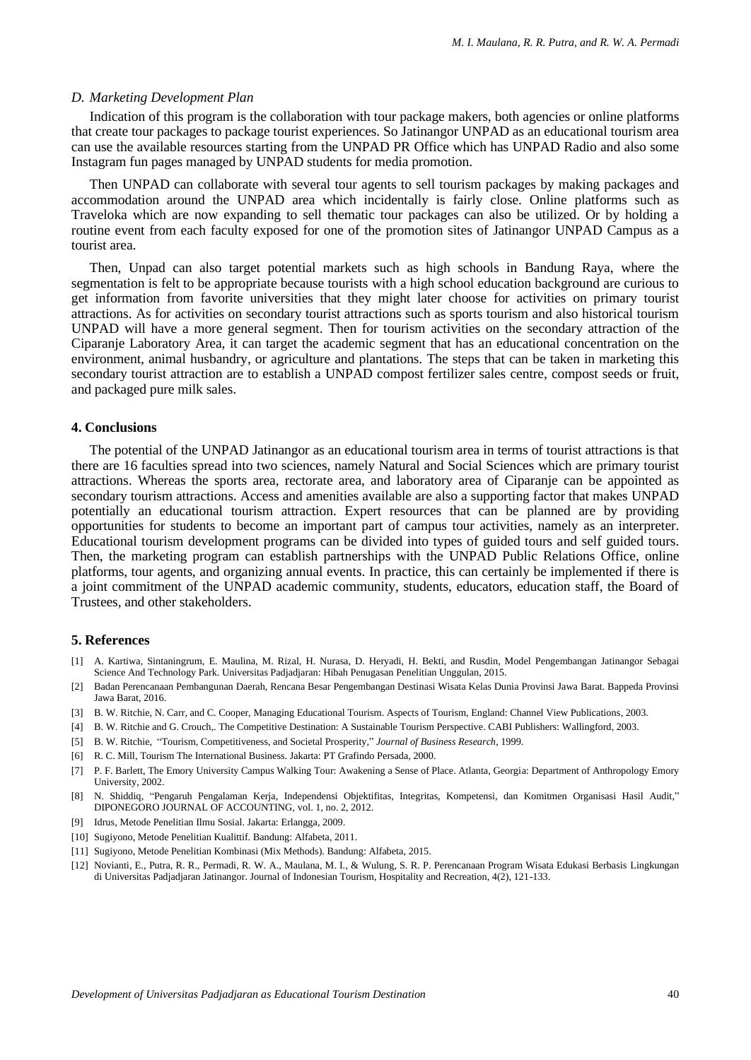### *D. Marketing Development Plan*

Indication of this program is the collaboration with tour package makers, both agencies or online platforms that create tour packages to package tourist experiences. So Jatinangor UNPAD as an educational tourism area can use the available resources starting from the UNPAD PR Office which has UNPAD Radio and also some Instagram fun pages managed by UNPAD students for media promotion.

Then UNPAD can collaborate with several tour agents to sell tourism packages by making packages and accommodation around the UNPAD area which incidentally is fairly close. Online platforms such as Traveloka which are now expanding to sell thematic tour packages can also be utilized. Or by holding a routine event from each faculty exposed for one of the promotion sites of Jatinangor UNPAD Campus as a tourist area.

Then, Unpad can also target potential markets such as high schools in Bandung Raya, where the segmentation is felt to be appropriate because tourists with a high school education background are curious to get information from favorite universities that they might later choose for activities on primary tourist attractions. As for activities on secondary tourist attractions such as sports tourism and also historical tourism UNPAD will have a more general segment. Then for tourism activities on the secondary attraction of the Ciparanje Laboratory Area, it can target the academic segment that has an educational concentration on the environment, animal husbandry, or agriculture and plantations. The steps that can be taken in marketing this secondary tourist attraction are to establish a UNPAD compost fertilizer sales centre, compost seeds or fruit, and packaged pure milk sales.

## 4. Conclusions

The potential of the UNPAD Jatinangor as an educational tourism area in terms of tourist attractions is that there are 16 faculties spread into two sciences, namely Natural and Social Sciences which are primary tourist attractions. Whereas the sports area, rectorate area, and laboratory area of Ciparanje can be appointed as secondary tourism attractions. Access and amenities available are also a supporting factor that makes UNPAD potentially an educational tourism attraction. Expert resources that can be planned are by providing opportunities for students to become an important part of campus tour activities, namely as an interpreter. Educational tourism development programs can be divided into types of guided tours and self guided tours. Then, the marketing program can establish partnerships with the UNPAD Public Relations Office, online platforms, tour agents, and organizing annual events. In practice, this can certainly be implemented if there is a joint commitment of the UNPAD academic community, students, educators, education staff, the Board of Trustees, and other stakeholders.

## 5. References

[1] A. Kartiwa, Sintaningrum, E. Maulina, M. Rizal, H. Nurasa, D. Heryadi, H. Bekti, and Rusdin, Model Pengembangan Jatinangor Sebagai Science And Technology Park. Universitas Padjadjaran: Hibah Penugasan Penelitian Unggulan, 2015.

[2] Badan Perencanaan Pembangunan Daerah, Rencana Besar Pengembangan Destinasi Wisata Kelas Dunia Provinsi Jawa Barat. Bappeda Provinsi Jawa Barat, 2016.

[3] B. W. Ritchie, N. Carr, and C. Cooper, Managing Educational Tourism. Aspects of Tourism, England: Channel View Publications, 2003.

[4] B. W. Ritchie and G. Crouch,. The Competitive Destination: A Sustainable Tourism Perspective. CABI Publishers: Wallingford, 2003.

[5] B. W. Ritchie, "Tourism, Competitiveness, and Societal Prosperity," *Journal of Business Research*, 1999.

[6] R. C. Mill, Tourism The International Business. Jakarta: PT Grafindo Persada, 2000.

[7] P. F. Barlett, The Emory University Campus Walking Tour: Awakening a Sense of Place. Atlanta, Georgia: Department of Anthropology Emory University, 2002.

[8] N. Shiddiq, "Pengaruh Pengalaman Kerja, Independensi Objektifitas, Integritas, Kompetensi, dan Komitmen Organisasi Hasil Audit," DIPONEGORO JOURNAL OF ACCOUNTING, vol. 1, no. 2, 2012.

[9] Idrus, Metode Penelitian Ilmu Sosial. Jakarta: Erlangga, 2009.

[10] Sugiyono, Metode Penelitian Kualittif. Bandung: Alfabeta, 2011.

[11] Sugiyono, Metode Penelitian Kombinasi (Mix Methods). Bandung: Alfabeta, 2015.

[12] Novianti, E., Putra, R. R., Permadi, R. W. A., Maulana, M. I., & Wulung, S. R. P. Perencanaan Program Wisata Edukasi Berbasis Lingkungan di Universitas Padjadjaran Jatinangor. Journal of Indonesian Tourism, Hospitality and Recreation, 4(2), 121-133.